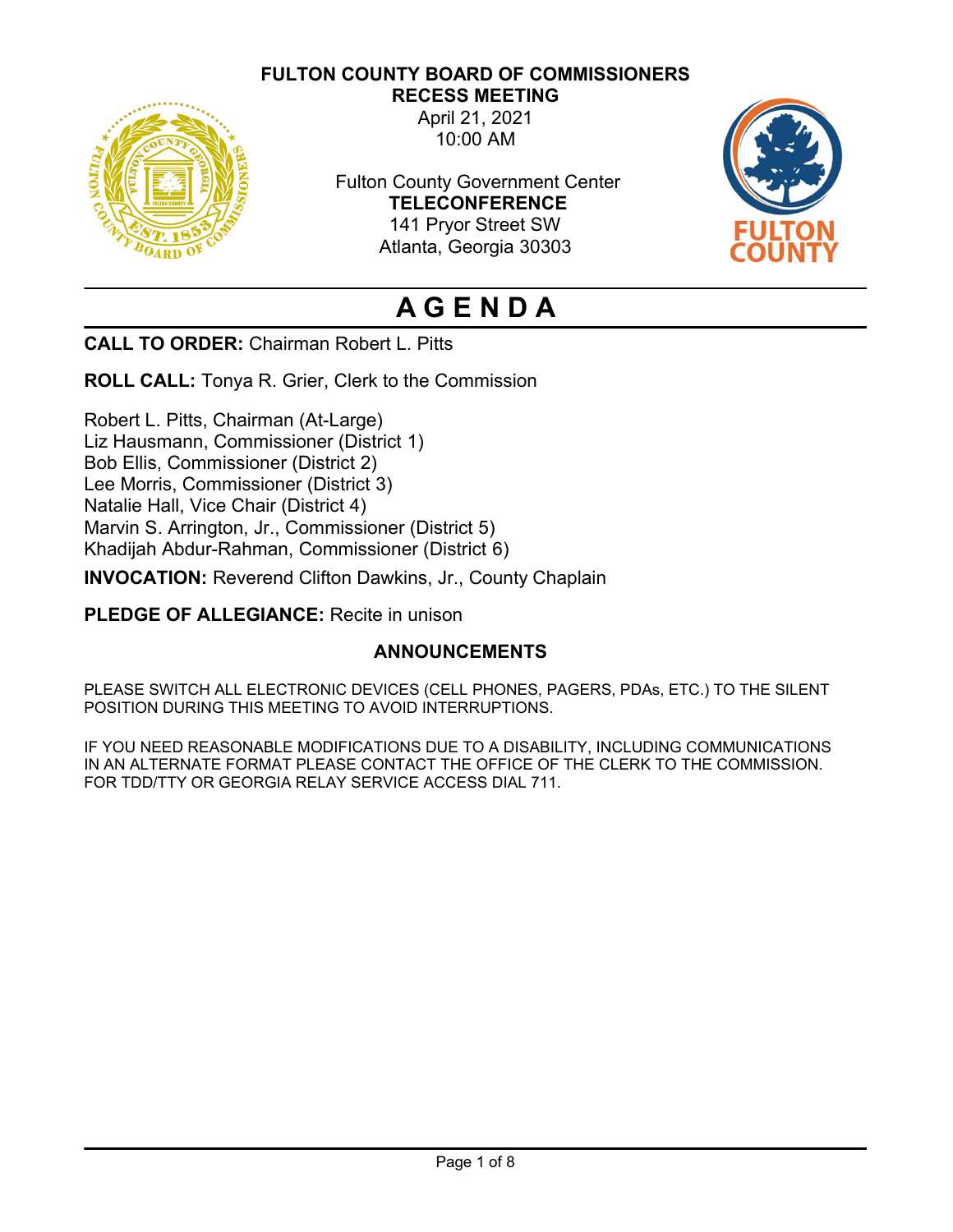**FULTON COUNTY BOARD OF COMMISSIONERS**
**RECESS MEETING**
April 21, 2021
10:00 AM

Fulton County Government Center
**TELECONFERENCE**
141 Pryor Street SW
Atlanta, Georgia 30303

# A G E N D A

**CALL TO ORDER:** Chairman Robert L. Pitts

**ROLL CALL:** Tonya R. Grier, Clerk to the Commission

Robert L. Pitts, Chairman (At-Large)
Liz Hausmann, Commissioner (District 1)
Bob Ellis, Commissioner (District 2)
Lee Morris, Commissioner (District 3)
Natalie Hall, Vice Chair (District 4)
Marvin S. Arrington, Jr., Commissioner (District 5)
Khadijah Abdur-Rahman, Commissioner (District 6)

**INVOCATION:** Reverend Clifton Dawkins, Jr., County Chaplain

**PLEDGE OF ALLEGIANCE:** Recite in unison

## ANNOUNCEMENTS

PLEASE SWITCH ALL ELECTRONIC DEVICES (CELL PHONES, PAGERS, PDAs, ETC.) TO THE SILENT POSITION DURING THIS MEETING TO AVOID INTERRUPTIONS.

IF YOU NEED REASONABLE MODIFICATIONS DUE TO A DISABILITY, INCLUDING COMMUNICATIONS IN AN ALTERNATE FORMAT PLEASE CONTACT THE OFFICE OF THE CLERK TO THE COMMISSION. FOR TDD/TTY OR GEORGIA RELAY SERVICE ACCESS DIAL 711.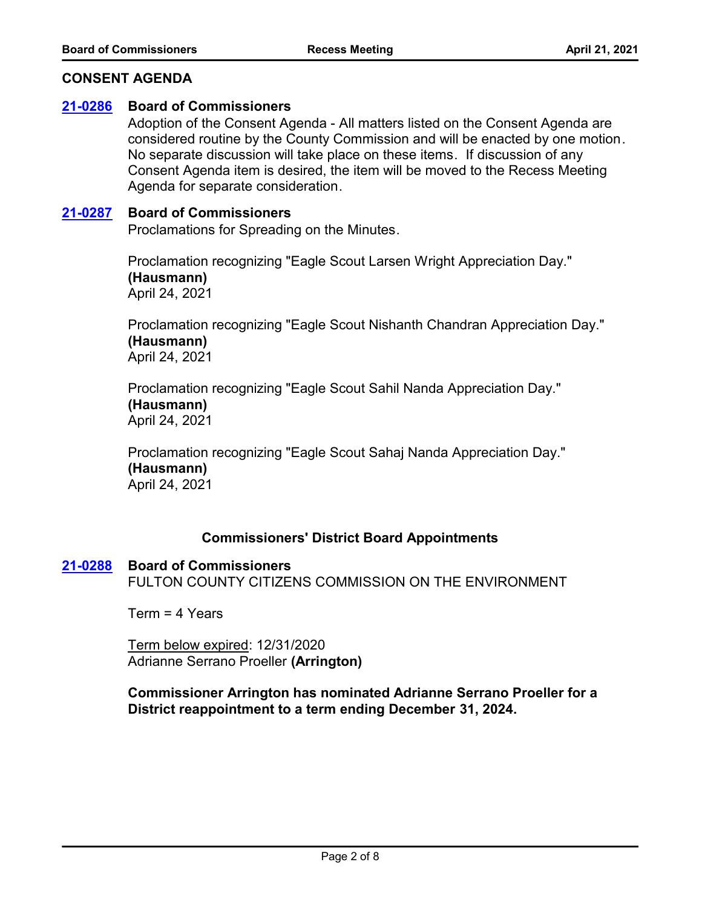## CONSENT AGENDA

**21-0286** **Board of Commissioners**

Adoption of the Consent Agenda - All matters listed on the Consent Agenda are considered routine by the County Commission and will be enacted by one motion. No separate discussion will take place on these items. If discussion of any Consent Agenda item is desired, the item will be moved to the Recess Meeting Agenda for separate consideration.

**21-0287** **Board of Commissioners**

Proclamations for Spreading on the Minutes.

Proclamation recognizing "Eagle Scout Larsen Wright Appreciation Day."
**(Hausmann)**
April 24, 2021

Proclamation recognizing "Eagle Scout Nishanth Chandran Appreciation Day."
**(Hausmann)**
April 24, 2021

Proclamation recognizing "Eagle Scout Sahil Nanda Appreciation Day."
**(Hausmann)**
April 24, 2021

Proclamation recognizing "Eagle Scout Sahaj Nanda Appreciation Day."
**(Hausmann)**
April 24, 2021

### Commissioners' District Board Appointments

**21-0288** **Board of Commissioners**

FULTON COUNTY CITIZENS COMMISSION ON THE ENVIRONMENT

Term = 4 Years

Term below expired: 12/31/2020
Adrianne Serrano Proeller **(Arrington)**

**Commissioner Arrington has nominated Adrianne Serrano Proeller for a District reappointment to a term ending December 31, 2024.**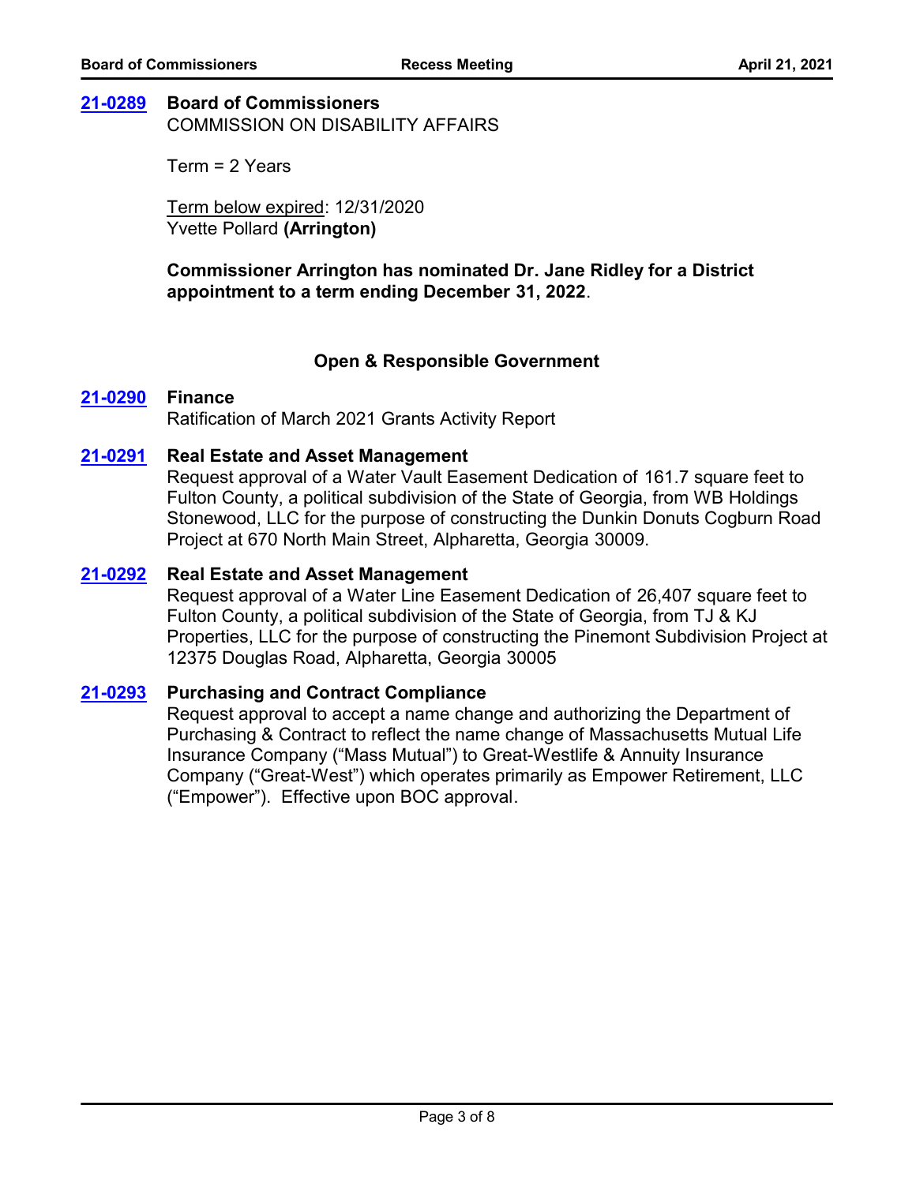**[21-0289](#) Board of Commissioners**
COMMISSION ON DISABILITY AFFAIRS

Term = 2 Years

Term below expired: 12/31/2020
Yvette Pollard **(Arrington)**

**Commissioner Arrington has nominated Dr. Jane Ridley for a District appointment to a term ending December 31, 2022**.

## Open & Responsible Government

**[21-0290](#) Finance**
Ratification of March 2021 Grants Activity Report

**[21-0291](#) Real Estate and Asset Management**
Request approval of a Water Vault Easement Dedication of 161.7 square feet to Fulton County, a political subdivision of the State of Georgia, from WB Holdings Stonewood, LLC for the purpose of constructing the Dunkin Donuts Cogburn Road Project at 670 North Main Street, Alpharetta, Georgia 30009.

**[21-0292](#) Real Estate and Asset Management**
Request approval of a Water Line Easement Dedication of 26,407 square feet to Fulton County, a political subdivision of the State of Georgia, from TJ & KJ Properties, LLC for the purpose of constructing the Pinemont Subdivision Project at 12375 Douglas Road, Alpharetta, Georgia 30005

**[21-0293](#) Purchasing and Contract Compliance**
Request approval to accept a name change and authorizing the Department of Purchasing & Contract to reflect the name change of Massachusetts Mutual Life Insurance Company ("Mass Mutual") to Great-Westlife & Annuity Insurance Company ("Great-West") which operates primarily as Empower Retirement, LLC ("Empower"). Effective upon BOC approval.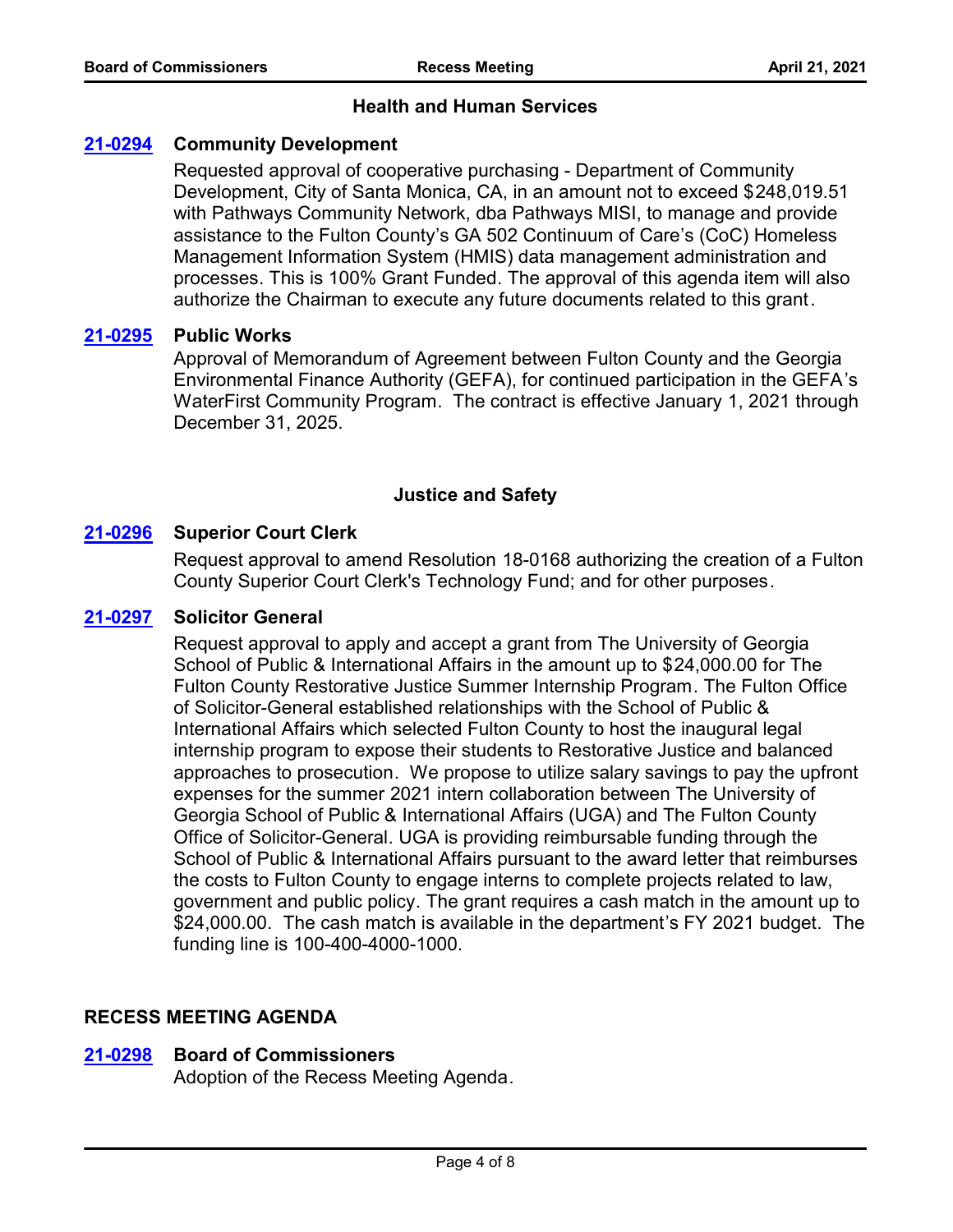## Health and Human Services

**[21-0294](#) Community Development**

Requested approval of cooperative purchasing - Department of Community Development, City of Santa Monica, CA, in an amount not to exceed $248,019.51 with Pathways Community Network, dba Pathways MISI, to manage and provide assistance to the Fulton County's GA 502 Continuum of Care's (CoC) Homeless Management Information System (HMIS) data management administration and processes. This is 100% Grant Funded. The approval of this agenda item will also authorize the Chairman to execute any future documents related to this grant.

**[21-0295](#) Public Works**

Approval of Memorandum of Agreement between Fulton County and the Georgia Environmental Finance Authority (GEFA), for continued participation in the GEFA's WaterFirst Community Program. The contract is effective January 1, 2021 through December 31, 2025.

## Justice and Safety

**[21-0296](#) Superior Court Clerk**

Request approval to amend Resolution 18-0168 authorizing the creation of a Fulton County Superior Court Clerk's Technology Fund; and for other purposes.

**[21-0297](#) Solicitor General**

Request approval to apply and accept a grant from The University of Georgia School of Public & International Affairs in the amount up to $24,000.00 for The Fulton County Restorative Justice Summer Internship Program. The Fulton Office of Solicitor-General established relationships with the School of Public & International Affairs which selected Fulton County to host the inaugural legal internship program to expose their students to Restorative Justice and balanced approaches to prosecution. We propose to utilize salary savings to pay the upfront expenses for the summer 2021 intern collaboration between The University of Georgia School of Public & International Affairs (UGA) and The Fulton County Office of Solicitor-General. UGA is providing reimbursable funding through the School of Public & International Affairs pursuant to the award letter that reimburses the costs to Fulton County to engage interns to complete projects related to law, government and public policy. The grant requires a cash match in the amount up to $24,000.00. The cash match is available in the department's FY 2021 budget. The funding line is 100-400-4000-1000.

## RECESS MEETING AGENDA

**[21-0298](#) Board of Commissioners**

Adoption of the Recess Meeting Agenda.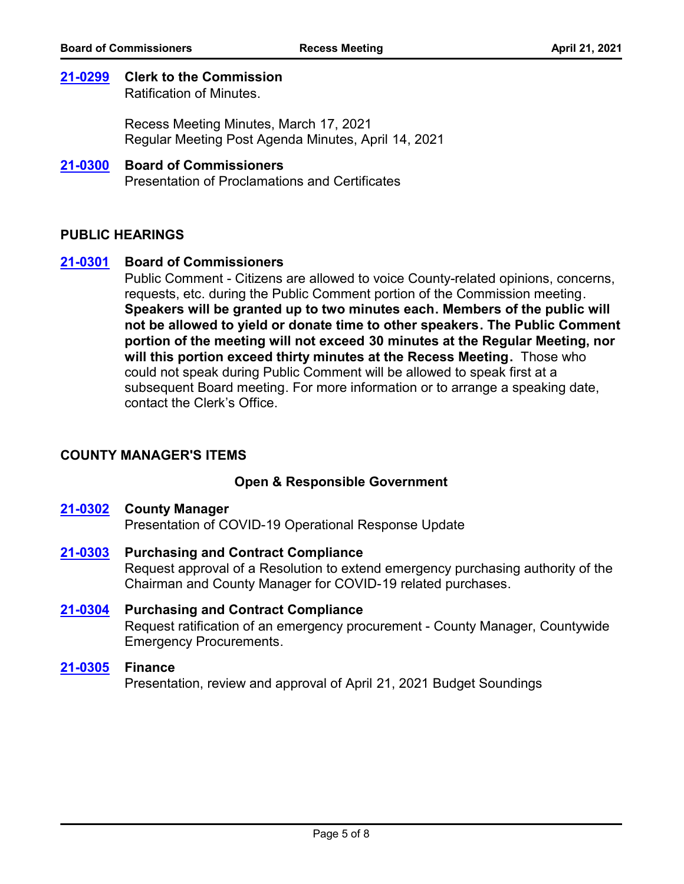**21-0299** **Clerk to the Commission**
Ratification of Minutes.

Recess Meeting Minutes, March 17, 2021
Regular Meeting Post Agenda Minutes, April 14, 2021

**21-0300** **Board of Commissioners**
Presentation of Proclamations and Certificates

## PUBLIC HEARINGS

**21-0301** **Board of Commissioners**
Public Comment - Citizens are allowed to voice County-related opinions, concerns, requests, etc. during the Public Comment portion of the Commission meeting. **Speakers will be granted up to two minutes each. Members of the public will not be allowed to yield or donate time to other speakers. The Public Comment portion of the meeting will not exceed 30 minutes at the Regular Meeting, nor will this portion exceed thirty minutes at the Recess Meeting.** Those who could not speak during Public Comment will be allowed to speak first at a subsequent Board meeting. For more information or to arrange a speaking date, contact the Clerk's Office.

## COUNTY MANAGER'S ITEMS

### Open & Responsible Government

**21-0302** **County Manager**
Presentation of COVID-19 Operational Response Update

**21-0303** **Purchasing and Contract Compliance**
Request approval of a Resolution to extend emergency purchasing authority of the Chairman and County Manager for COVID-19 related purchases.

**21-0304** **Purchasing and Contract Compliance**
Request ratification of an emergency procurement - County Manager, Countywide Emergency Procurements.

**21-0305** **Finance**
Presentation, review and approval of April 21, 2021 Budget Soundings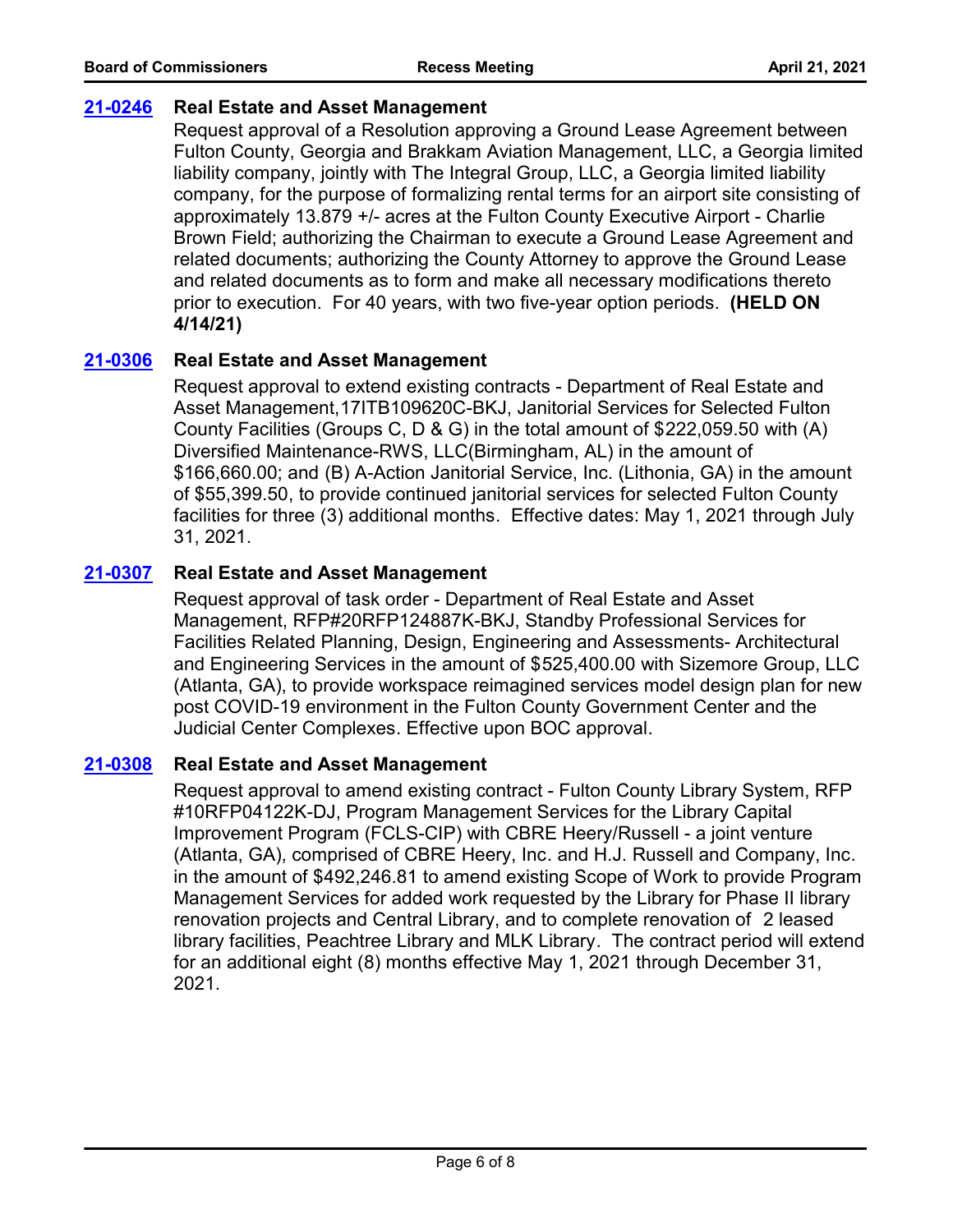**21-0246** **Real Estate and Asset Management**

Request approval of a Resolution approving a Ground Lease Agreement between Fulton County, Georgia and Brakkam Aviation Management, LLC, a Georgia limited liability company, jointly with The Integral Group, LLC, a Georgia limited liability company, for the purpose of formalizing rental terms for an airport site consisting of approximately 13.879 +/- acres at the Fulton County Executive Airport - Charlie Brown Field; authorizing the Chairman to execute a Ground Lease Agreement and related documents; authorizing the County Attorney to approve the Ground Lease and related documents as to form and make all necessary modifications thereto prior to execution. For 40 years, with two five-year option periods. **(HELD ON 4/14/21)**

**21-0306** **Real Estate and Asset Management**

Request approval to extend existing contracts - Department of Real Estate and Asset Management,17ITB109620C-BKJ, Janitorial Services for Selected Fulton County Facilities (Groups C, D & G) in the total amount of $222,059.50 with (A) Diversified Maintenance-RWS, LLC(Birmingham, AL) in the amount of $166,660.00; and (B) A-Action Janitorial Service, Inc. (Lithonia, GA) in the amount of $55,399.50, to provide continued janitorial services for selected Fulton County facilities for three (3) additional months. Effective dates: May 1, 2021 through July 31, 2021.

**21-0307** **Real Estate and Asset Management**

Request approval of task order - Department of Real Estate and Asset Management, RFP#20RFP124887K-BKJ, Standby Professional Services for Facilities Related Planning, Design, Engineering and Assessments- Architectural and Engineering Services in the amount of $525,400.00 with Sizemore Group, LLC (Atlanta, GA), to provide workspace reimagined services model design plan for new post COVID-19 environment in the Fulton County Government Center and the Judicial Center Complexes. Effective upon BOC approval.

**21-0308** **Real Estate and Asset Management**

Request approval to amend existing contract - Fulton County Library System, RFP #10RFP04122K-DJ, Program Management Services for the Library Capital Improvement Program (FCLS-CIP) with CBRE Heery/Russell - a joint venture (Atlanta, GA), comprised of CBRE Heery, Inc. and H.J. Russell and Company, Inc. in the amount of $492,246.81 to amend existing Scope of Work to provide Program Management Services for added work requested by the Library for Phase II library renovation projects and Central Library, and to complete renovation of 2 leased library facilities, Peachtree Library and MLK Library. The contract period will extend for an additional eight (8) months effective May 1, 2021 through December 31, 2021.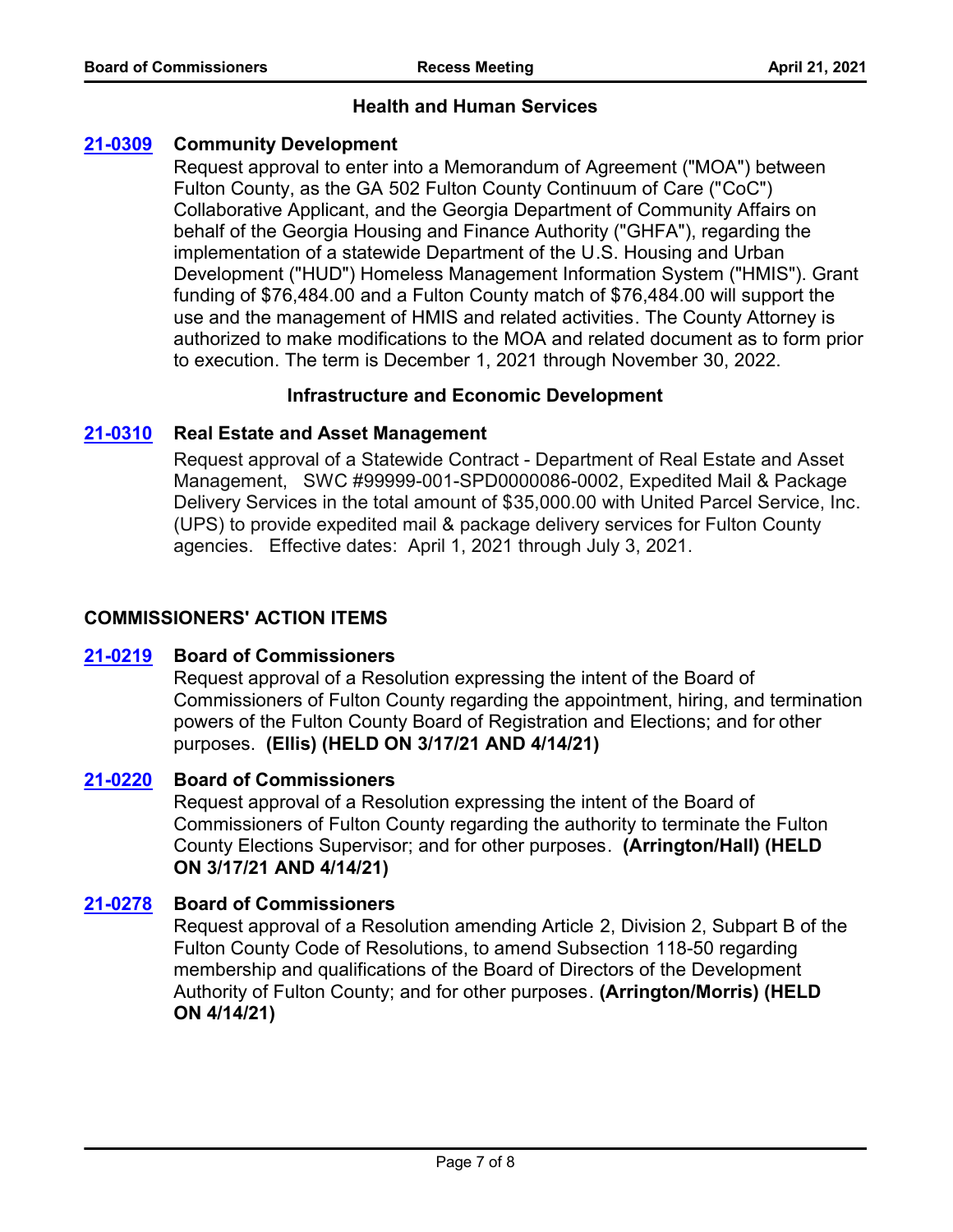### Health and Human Services

**21-0309** **Community Development**

Request approval to enter into a Memorandum of Agreement ("MOA") between Fulton County, as the GA 502 Fulton County Continuum of Care ("CoC") Collaborative Applicant, and the Georgia Department of Community Affairs on behalf of the Georgia Housing and Finance Authority ("GHFA"), regarding the implementation of a statewide Department of the U.S. Housing and Urban Development ("HUD") Homeless Management Information System ("HMIS"). Grant funding of $76,484.00 and a Fulton County match of $76,484.00 will support the use and the management of HMIS and related activities. The County Attorney is authorized to make modifications to the MOA and related document as to form prior to execution. The term is December 1, 2021 through November 30, 2022.

### Infrastructure and Economic Development

**21-0310** **Real Estate and Asset Management**

Request approval of a Statewide Contract - Department of Real Estate and Asset Management, SWC #99999-001-SPD0000086-0002, Expedited Mail & Package Delivery Services in the total amount of $35,000.00 with United Parcel Service, Inc. (UPS) to provide expedited mail & package delivery services for Fulton County agencies. Effective dates: April 1, 2021 through July 3, 2021.

## COMMISSIONERS' ACTION ITEMS

**21-0219** **Board of Commissioners**

Request approval of a Resolution expressing the intent of the Board of Commissioners of Fulton County regarding the appointment, hiring, and termination powers of the Fulton County Board of Registration and Elections; and for other purposes. **(Ellis) (HELD ON 3/17/21 AND 4/14/21)**

**21-0220** **Board of Commissioners**

Request approval of a Resolution expressing the intent of the Board of Commissioners of Fulton County regarding the authority to terminate the Fulton County Elections Supervisor; and for other purposes. **(Arrington/Hall) (HELD ON 3/17/21 AND 4/14/21)**

**21-0278** **Board of Commissioners**

Request approval of a Resolution amending Article 2, Division 2, Subpart B of the Fulton County Code of Resolutions, to amend Subsection 118-50 regarding membership and qualifications of the Board of Directors of the Development Authority of Fulton County; and for other purposes. **(Arrington/Morris) (HELD ON 4/14/21)**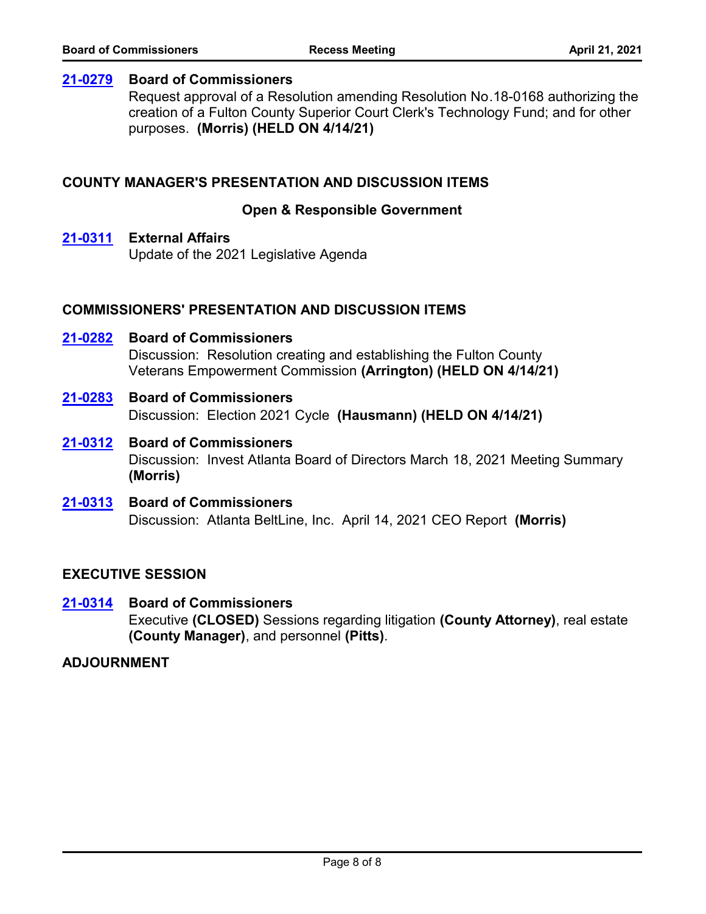**21-0279** **Board of Commissioners**
Request approval of a Resolution amending Resolution No.18-0168 authorizing the creation of a Fulton County Superior Court Clerk's Technology Fund; and for other purposes. **(Morris) (HELD ON 4/14/21)**

## COUNTY MANAGER'S PRESENTATION AND DISCUSSION ITEMS

### Open & Responsible Government

**21-0311** **External Affairs**
Update of the 2021 Legislative Agenda

## COMMISSIONERS' PRESENTATION AND DISCUSSION ITEMS

**21-0282** **Board of Commissioners**
Discussion: Resolution creating and establishing the Fulton County Veterans Empowerment Commission **(Arrington) (HELD ON 4/14/21)**

**21-0283** **Board of Commissioners**
Discussion: Election 2021 Cycle **(Hausmann) (HELD ON 4/14/21)**

**21-0312** **Board of Commissioners**
Discussion: Invest Atlanta Board of Directors March 18, 2021 Meeting Summary **(Morris)**

**21-0313** **Board of Commissioners**
Discussion: Atlanta BeltLine, Inc. April 14, 2021 CEO Report **(Morris)**

## EXECUTIVE SESSION

**21-0314** **Board of Commissioners**
Executive **(CLOSED)** Sessions regarding litigation **(County Attorney)**, real estate **(County Manager)**, and personnel **(Pitts)**.

## ADJOURNMENT